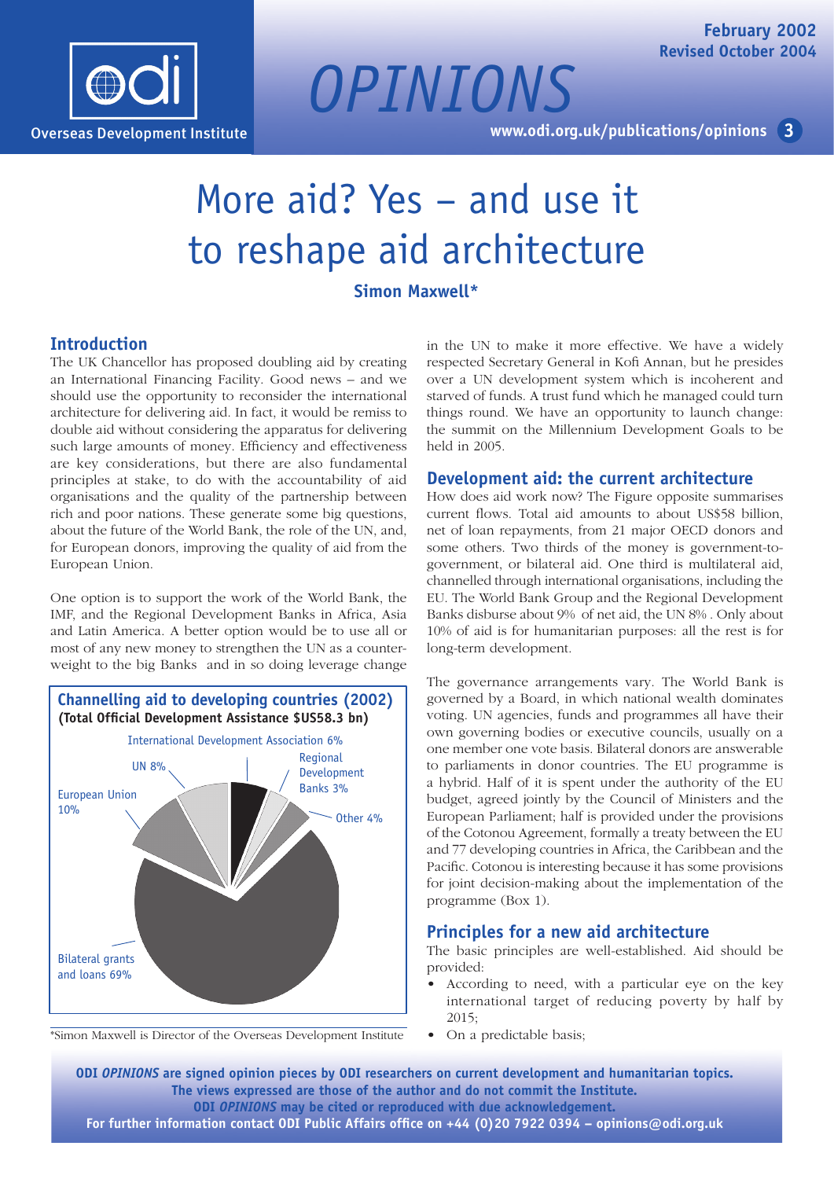# More aid? Yes – and use it to reshape aid architecture

**Simon Maxwell***

## Introduction

The UK Chancellor has proposed doubling aid by creating an International Financing Facility. Good news – and we should use the opportunity to reconsider the international architecture for delivering aid. In fact, it would be remiss to double aid without considering the apparatus for delivering such large amounts of money. Efficiency and effectiveness are key considerations, but there are also fundamental principles at stake, to do with the accountability of aid organisations and the quality of the partnership between rich and poor nations. These generate some big questions, about the future of the World Bank, the role of the UN, and, for European donors, improving the quality of aid from the European Union.

One option is to support the work of the World Bank, the IMF, and the Regional Development Banks in Africa, Asia and Latin America. A better option would be to use all or most of any new money to strengthen the UN as a counter-weight to the big Banks and in so doing leverage change in the UN to make it more effective. We have a widely respected Secretary General in Kofi Annan, but he presides over a UN development system which is incoherent and starved of funds. A trust fund which he managed could turn things round. We have an opportunity to launch change: the summit on the Millennium Development Goals to be held in 2005.

**Channelling aid to developing countries (2002)**
**(Total Official Development Assistance $US58.3 bn)**

| Channel | Share |
|---|---|
| Bilateral grants and loans | 69% |
| European Union | 10% |
| UN | 8% |
| International Development Association | 6% |
| Regional Development Banks | 3% |
| Other | 4% |

*Simon Maxwell is Director of the Overseas Development Institute

## Development aid: the current architecture

How does aid work now? The Figure opposite summarises current flows. Total aid amounts to about US$58 billion, net of loan repayments, from 21 major OECD donors and some others. Two thirds of the money is government-to-government, or bilateral aid. One third is multilateral aid, channelled through international organisations, including the EU. The World Bank Group and the Regional Development Banks disburse about 9% of net aid, the UN 8% . Only about 10% of aid is for humanitarian purposes: all the rest is for long-term development.

The governance arrangements vary. The World Bank is governed by a Board, in which national wealth dominates voting. UN agencies, funds and programmes all have their own governing bodies or executive councils, usually on a one member one vote basis. Bilateral donors are answerable to parliaments in donor countries. The EU programme is a hybrid. Half of it is spent under the authority of the EU budget, agreed jointly by the Council of Ministers and the European Parliament; half is provided under the provisions of the Cotonou Agreement, formally a treaty between the EU and 77 developing countries in Africa, the Caribbean and the Pacific. Cotonou is interesting because it has some provisions for joint decision-making about the implementation of the programme (Box 1).

## Principles for a new aid architecture

The basic principles are well-established. Aid should be provided:

- According to need, with a particular eye on the key international target of reducing poverty by half by 2015;
- On a predictable basis;

**ODI *OPINIONS* are signed opinion pieces by ODI researchers on current development and humanitarian topics. The views expressed are those of the author and do not commit the Institute. ODI *OPINIONS* may be cited or reproduced with due acknowledgement. For further information contact ODI Public Affairs office on +44 (0)20 7922 0394 – opinions@odi.org.uk**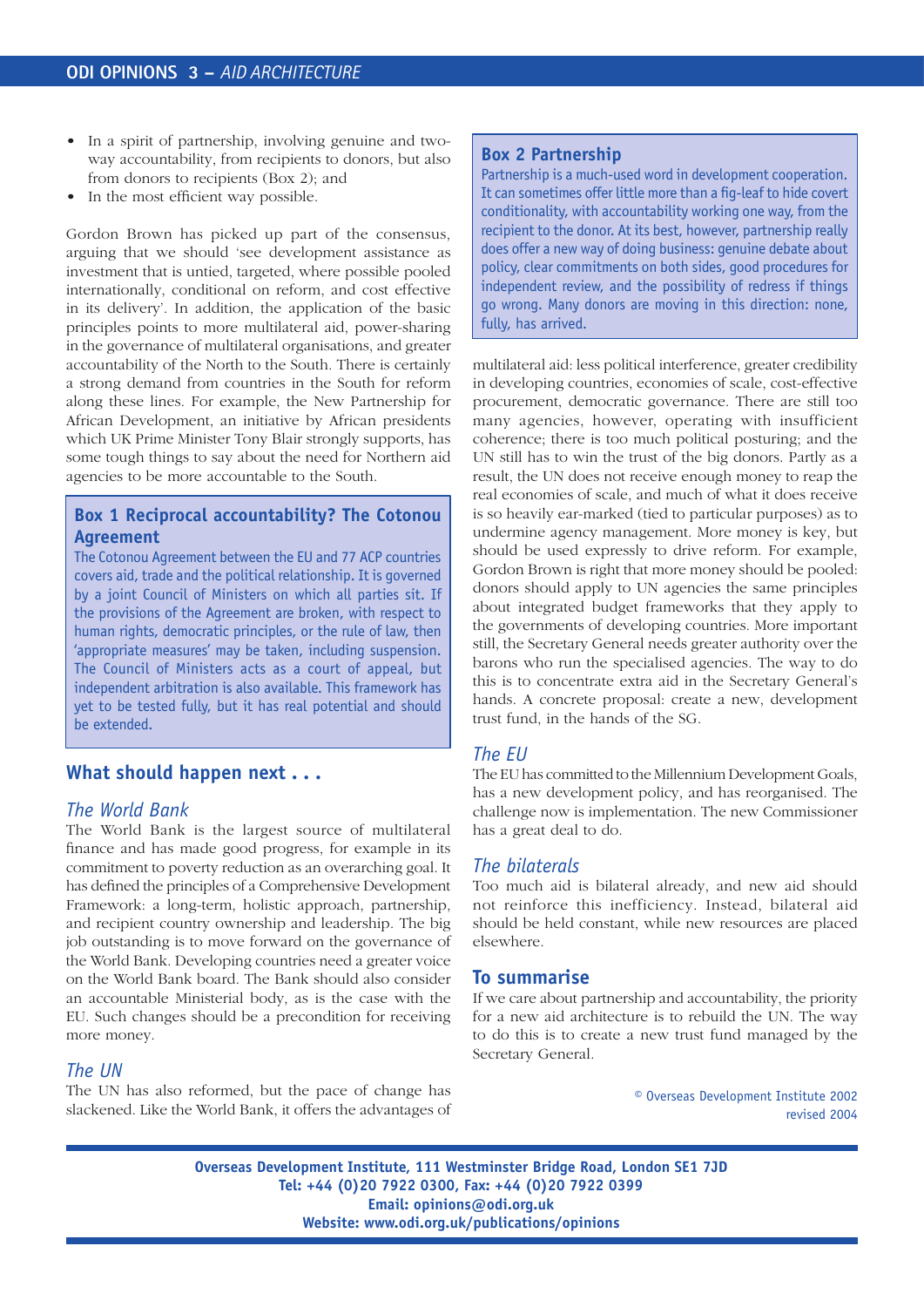- In a spirit of partnership, involving genuine and two-way accountability, from recipients to donors, but also from donors to recipients (Box 2); and
- In the most efficient way possible.

Gordon Brown has picked up part of the consensus, arguing that we should 'see development assistance as investment that is untied, targeted, where possible pooled internationally, conditional on reform, and cost effective in its delivery'. In addition, the application of the basic principles points to more multilateral aid, power-sharing in the governance of multilateral organisations, and greater accountability of the North to the South. There is certainly a strong demand from countries in the South for reform along these lines. For example, the New Partnership for African Development, an initiative by African presidents which UK Prime Minister Tony Blair strongly supports, has some tough things to say about the need for Northern aid agencies to be more accountable to the South.

### Box 1 Reciprocal accountability? The Cotonou Agreement

The Cotonou Agreement between the EU and 77 ACP countries covers aid, trade and the political relationship. It is governed by a joint Council of Ministers on which all parties sit. If the provisions of the Agreement are broken, with respect to human rights, democratic principles, or the rule of law, then 'appropriate measures' may be taken, including suspension. The Council of Ministers acts as a court of appeal, but independent arbitration is also available. This framework has yet to be tested fully, but it has real potential and should be extended.

## What should happen next . . .

### *The World Bank*

The World Bank is the largest source of multilateral finance and has made good progress, for example in its commitment to poverty reduction as an overarching goal. It has defined the principles of a Comprehensive Development Framework: a long-term, holistic approach, partnership, and recipient country ownership and leadership. The big job outstanding is to move forward on the governance of the World Bank. Developing countries need a greater voice on the World Bank board. The Bank should also consider an accountable Ministerial body, as is the case with the EU. Such changes should be a precondition for receiving more money.

### *The UN*

The UN has also reformed, but the pace of change has slackened. Like the World Bank, it offers the advantages of multilateral aid: less political interference, greater credibility in developing countries, economies of scale, cost-effective procurement, democratic governance. There are still too many agencies, however, operating with insufficient coherence; there is too much political posturing; and the UN still has to win the trust of the big donors. Partly as a result, the UN does not receive enough money to reap the real economies of scale, and much of what it does receive is so heavily ear-marked (tied to particular purposes) as to undermine agency management. More money is key, but should be used expressly to drive reform. For example, Gordon Brown is right that more money should be pooled: donors should apply to UN agencies the same principles about integrated budget frameworks that they apply to the governments of developing countries. More important still, the Secretary General needs greater authority over the barons who run the specialised agencies. The way to do this is to concentrate extra aid in the Secretary General's hands. A concrete proposal: create a new, development trust fund, in the hands of the SG.

### Box 2 Partnership

Partnership is a much-used word in development cooperation. It can sometimes offer little more than a fig-leaf to hide covert conditionality, with accountability working one way, from the recipient to the donor. At its best, however, partnership really does offer a new way of doing business: genuine debate about policy, clear commitments on both sides, good procedures for independent review, and the possibility of redress if things go wrong. Many donors are moving in this direction: none, fully, has arrived.

### *The EU*

The EU has committed to the Millennium Development Goals, has a new development policy, and has reorganised. The challenge now is implementation. The new Commissioner has a great deal to do.

### *The bilaterals*

Too much aid is bilateral already, and new aid should not reinforce this inefficiency. Instead, bilateral aid should be held constant, while new resources are placed elsewhere.

## To summarise

If we care about partnership and accountability, the priority for a new aid architecture is to rebuild the UN. The way to do this is to create a new trust fund managed by the Secretary General.

© Overseas Development Institute 2002
revised 2004

**Overseas Development Institute, 111 Westminster Bridge Road, London SE1 7JD**
**Tel: +44 (0)20 7922 0300, Fax: +44 (0)20 7922 0399**
**Email: opinions@odi.org.uk**
**Website: www.odi.org.uk/publications/opinions**